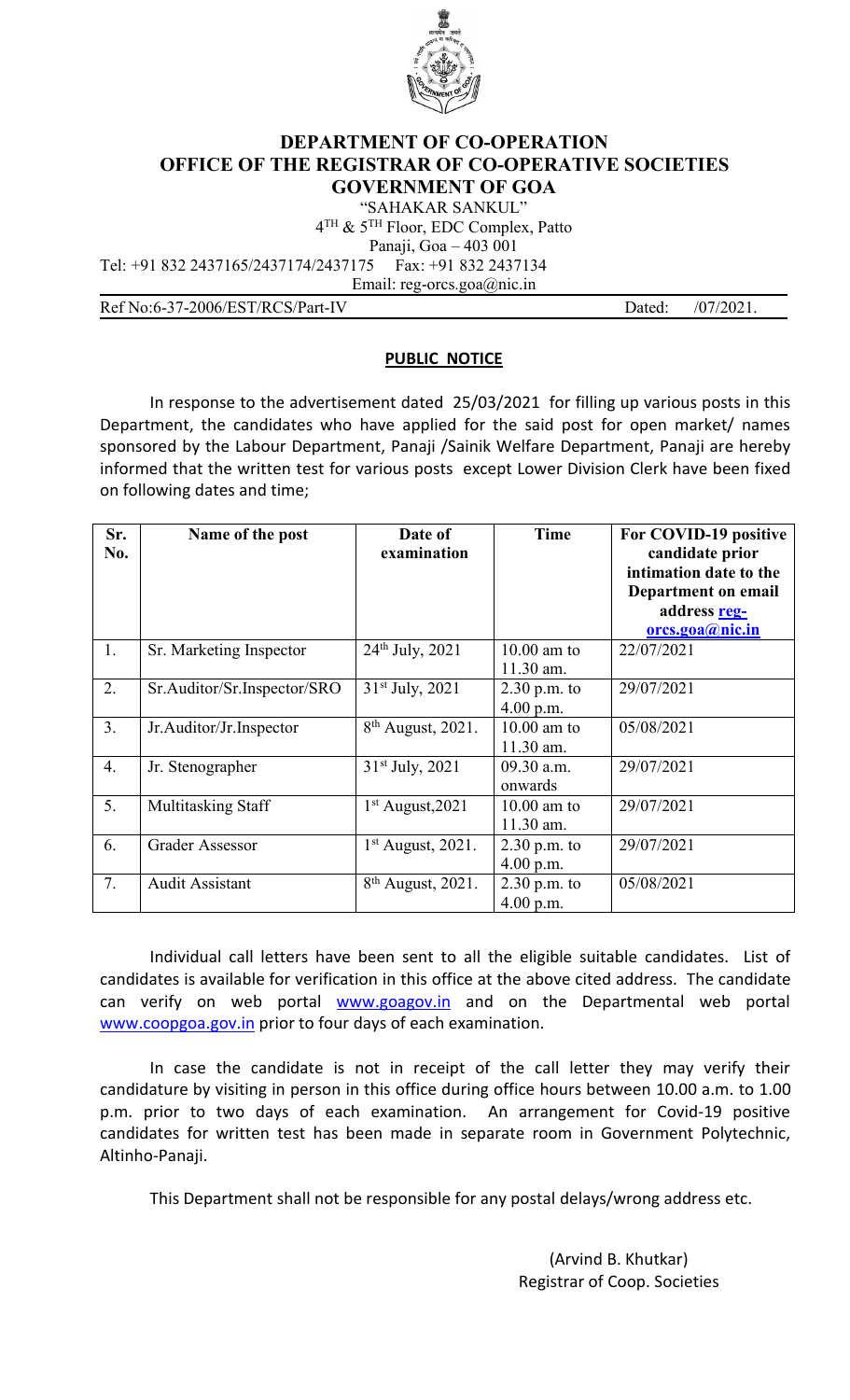# DEPARTMENT OF CO-OPERATION
# OFFICE OF THE REGISTRAR OF CO-OPERATIVE SOCIETIES
# GOVERNMENT OF GOA

"SAHAKAR SANKUL"
4TH & 5TH Floor, EDC Complex, Patto
Panaji, Goa – 403 001
Tel: +91 832 2437165/2437174/2437175 Fax: +91 832 2437134
Email: reg-orcs.goa@nic.in

Ref No:6-37-2006/EST/RCS/Part-IV Dated: /07/2021.

**PUBLIC NOTICE**

In response to the advertisement dated 25/03/2021 for filling up various posts in this Department, the candidates who have applied for the said post for open market/ names sponsored by the Labour Department, Panaji /Sainik Welfare Department, Panaji are hereby informed that the written test for various posts except Lower Division Clerk have been fixed on following dates and time;

| Sr. No. | Name of the post | Date of examination | Time | For COVID-19 positive candidate prior intimation date to the Department on email address reg-orcs.goa@nic.in |
|---|---|---|---|---|
| 1. | Sr. Marketing Inspector | 24th July, 2021 | 10.00 am to 11.30 am. | 22/07/2021 |
| 2. | Sr.Auditor/Sr.Inspector/SRO | 31st July, 2021 | 2.30 p.m. to 4.00 p.m. | 29/07/2021 |
| 3. | Jr.Auditor/Jr.Inspector | 8th August, 2021. | 10.00 am to 11.30 am. | 05/08/2021 |
| 4. | Jr. Stenographer | 31st July, 2021 | 09.30 a.m. onwards | 29/07/2021 |
| 5. | Multitasking Staff | 1st August,2021 | 10.00 am to 11.30 am. | 29/07/2021 |
| 6. | Grader Assessor | 1st August, 2021. | 2.30 p.m. to 4.00 p.m. | 29/07/2021 |
| 7. | Audit Assistant | 8th August, 2021. | 2.30 p.m. to 4.00 p.m. | 05/08/2021 |

Individual call letters have been sent to all the eligible suitable candidates. List of candidates is available for verification in this office at the above cited address. The candidate can verify on web portal www.goagov.in and on the Departmental web portal www.coopgoa.gov.in prior to four days of each examination.

In case the candidate is not in receipt of the call letter they may verify their candidature by visiting in person in this office during office hours between 10.00 a.m. to 1.00 p.m. prior to two days of each examination. An arrangement for Covid-19 positive candidates for written test has been made in separate room in Government Polytechnic, Altinho-Panaji.

This Department shall not be responsible for any postal delays/wrong address etc.

(Arvind B. Khutkar)
Registrar of Coop. Societies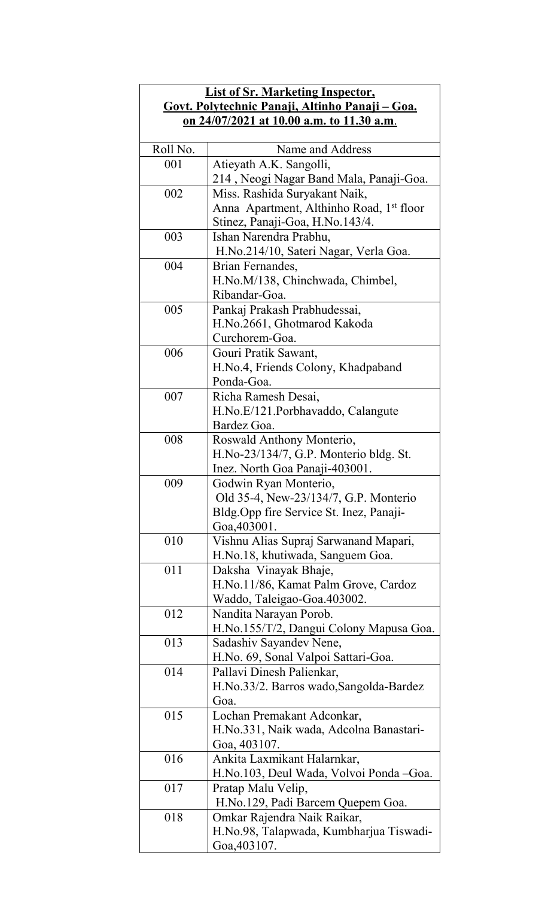**List of Sr. Marketing Inspector,**
**Govt. Polytechnic Panaji, Altinho Panaji – Goa.**
**on 24/07/2021 at 10.00 a.m. to 11.30 a.m.**

| Roll No. | Name and Address |
|---|---|
| 001 | Atieyath A.K. Sangolli, 214 , Neogi Nagar Band Mala, Panaji-Goa. |
| 002 | Miss. Rashida Suryakant Naik, Anna Apartment, Althinho Road, 1st floor Stinez, Panaji-Goa, H.No.143/4. |
| 003 | Ishan Narendra Prabhu, H.No.214/10, Sateri Nagar, Verla Goa. |
| 004 | Brian Fernandes, H.No.M/138, Chinchwada, Chimbel, Ribandar-Goa. |
| 005 | Pankaj Prakash Prabhudessai, H.No.2661, Ghotmarod Kakoda Curchorem-Goa. |
| 006 | Gouri Pratik Sawant, H.No.4, Friends Colony, Khadpaband Ponda-Goa. |
| 007 | Richa Ramesh Desai, H.No.E/121.Porbhavaddo, Calangute Bardez Goa. |
| 008 | Roswald Anthony Monterio, H.No-23/134/7, G.P. Monterio bldg. St. Inez. North Goa Panaji-403001. |
| 009 | Godwin Ryan Monterio, Old 35-4, New-23/134/7, G.P. Monterio Bldg.Opp fire Service St. Inez, Panaji-Goa,403001. |
| 010 | Vishnu Alias Supraj Sarwanand Mapari, H.No.18, khutiwada, Sanguem Goa. |
| 011 | Daksha Vinayak Bhaje, H.No.11/86, Kamat Palm Grove, Cardoz Waddo, Taleigao-Goa.403002. |
| 012 | Nandita Narayan Porob. H.No.155/T/2, Dangui Colony Mapusa Goa. |
| 013 | Sadashiv Sayandev Nene, H.No. 69, Sonal Valpoi Sattari-Goa. |
| 014 | Pallavi Dinesh Palienkar, H.No.33/2. Barros wado,Sangolda-Bardez Goa. |
| 015 | Lochan Premakant Adconkar, H.No.331, Naik wada, Adcolna Banastari-Goa, 403107. |
| 016 | Ankita Laxmikant Halarnkar, H.No.103, Deul Wada, Volvoi Ponda –Goa. |
| 017 | Pratap Malu Velip, H.No.129, Padi Barcem Quepem Goa. |
| 018 | Omkar Rajendra Naik Raikar, H.No.98, Talapwada, Kumbharjua Tiswadi-Goa,403107. |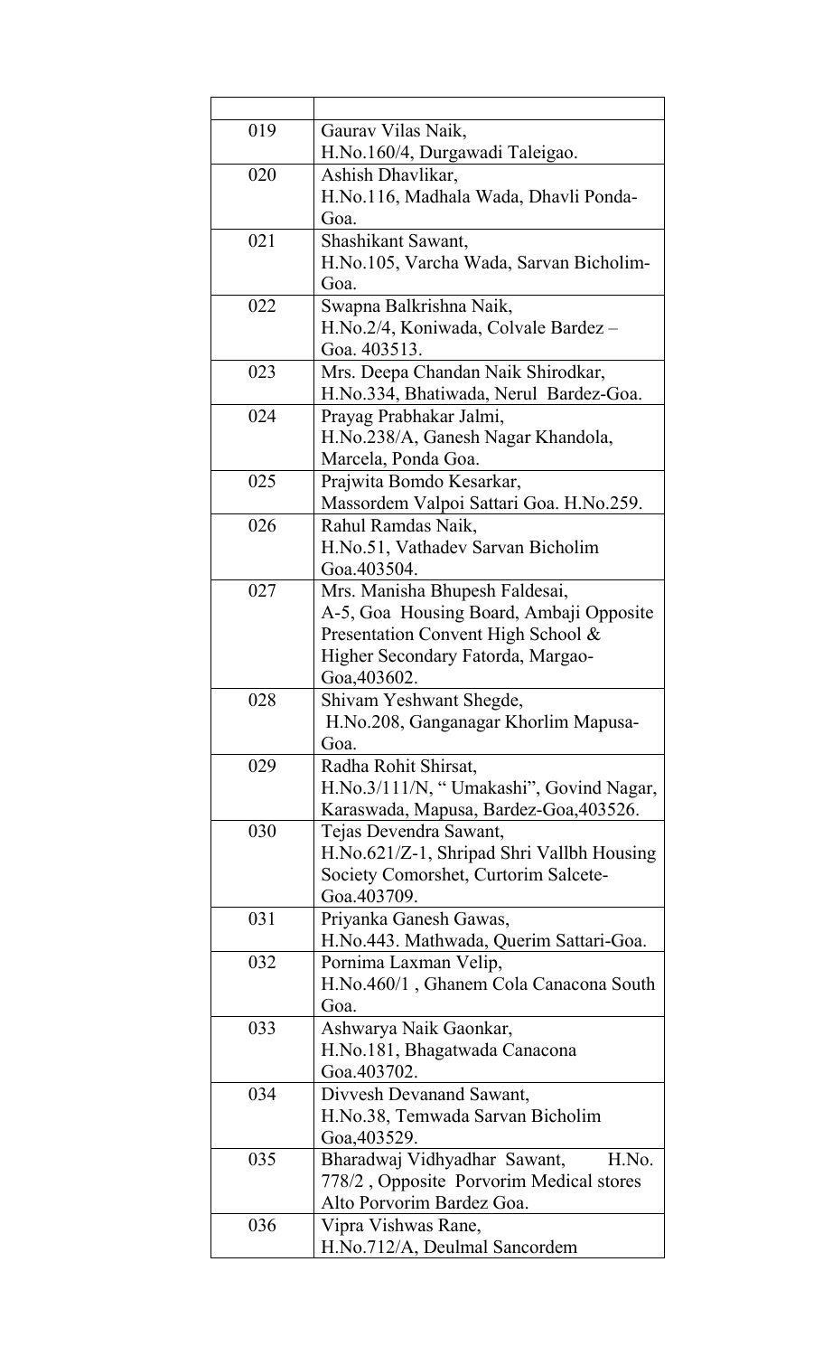| | |
|---|---|
| 019 | Gaurav Vilas Naik,<br>H.No.160/4, Durgawadi Taleigao. |
| 020 | Ashish Dhavlikar,<br>H.No.116, Madhala Wada, Dhavli Ponda-Goa. |
| 021 | Shashikant Sawant,<br>H.No.105, Varcha Wada, Sarvan Bicholim-Goa. |
| 022 | Swapna Balkrishna Naik,<br>H.No.2/4, Koniwada, Colvale Bardez – Goa. 403513. |
| 023 | Mrs. Deepa Chandan Naik Shirodkar,<br>H.No.334, Bhatiwada, Nerul Bardez-Goa. |
| 024 | Prayag Prabhakar Jalmi,<br>H.No.238/A, Ganesh Nagar Khandola, Marcela, Ponda Goa. |
| 025 | Prajwita Bomdo Kesarkar,<br>Massordem Valpoi Sattari Goa. H.No.259. |
| 026 | Rahul Ramdas Naik,<br>H.No.51, Vathadev Sarvan Bicholim Goa.403504. |
| 027 | Mrs. Manisha Bhupesh Faldesai,<br>A-5, Goa Housing Board, Ambaji Opposite Presentation Convent High School & Higher Secondary Fatorda, Margao-Goa,403602. |
| 028 | Shivam Yeshwant Shegde,<br>H.No.208, Ganganagar Khorlim Mapusa-Goa. |
| 029 | Radha Rohit Shirsat,<br>H.No.3/111/N, " Umakashi", Govind Nagar, Karaswada, Mapusa, Bardez-Goa,403526. |
| 030 | Tejas Devendra Sawant,<br>H.No.621/Z-1, Shripad Shri Vallbh Housing Society Comorshet, Curtorim Salcete-Goa.403709. |
| 031 | Priyanka Ganesh Gawas,<br>H.No.443. Mathwada, Querim Sattari-Goa. |
| 032 | Pornima Laxman Velip,<br>H.No.460/1 , Ghanem Cola Canacona South Goa. |
| 033 | Ashwarya Naik Gaonkar,<br>H.No.181, Bhagatwada Canacona Goa.403702. |
| 034 | Divvesh Devanand Sawant,<br>H.No.38, Temwada Sarvan Bicholim Goa,403529. |
| 035 | Bharadwaj Vidhyadhar Sawant, H.No. 778/2 , Opposite Porvorim Medical stores Alto Porvorim Bardez Goa. |
| 036 | Vipra Vishwas Rane,<br>H.No.712/A, Deulmal Sancordem |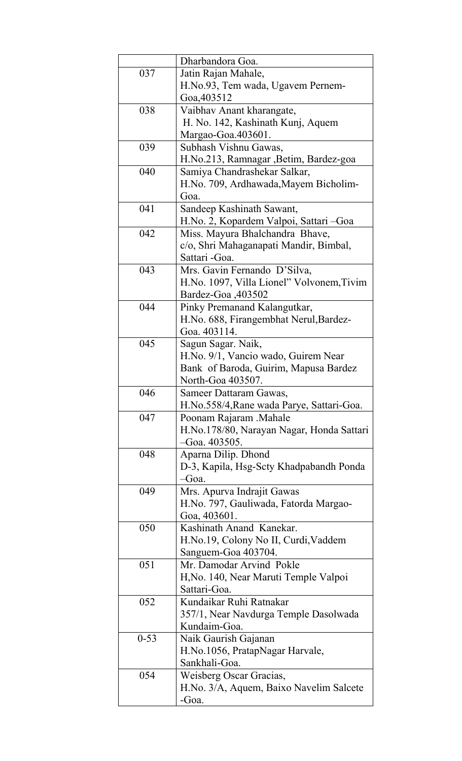| | |
|---|---|
| | Dharbandora Goa. |
| 037 | Jatin Rajan Mahale,<br>H.No.93, Tem wada, Ugavem Pernem-Goa,403512 |
| 038 | Vaibhav Anant kharangate,<br>H. No. 142, Kashinath Kunj, Aquem Margao-Goa.403601. |
| 039 | Subhash Vishnu Gawas,<br>H.No.213, Ramnagar ,Betim, Bardez-goa |
| 040 | Samiya Chandrashekar Salkar,<br>H.No. 709, Ardhawada,Mayem Bicholim-Goa. |
| 041 | Sandeep Kashinath Sawant,<br>H.No. 2, Kopardem Valpoi, Sattari –Goa |
| 042 | Miss. Mayura Bhalchandra Bhave,<br>c/o, Shri Mahaganapati Mandir, Bimbal, Sattari -Goa. |
| 043 | Mrs. Gavin Fernando D'Silva,<br>H.No. 1097, Villa Lionel" Volvonem,Tivim Bardez-Goa ,403502 |
| 044 | Pinky Premanand Kalangutkar,<br>H.No. 688, Firangembhat Nerul,Bardez-Goa. 403114. |
| 045 | Sagun Sagar. Naik,<br>H.No. 9/1, Vancio wado, Guirem Near Bank of Baroda, Guirim, Mapusa Bardez North-Goa 403507. |
| 046 | Sameer Dattaram Gawas,<br>H.No.558/4,Rane wada Parye, Sattari-Goa. |
| 047 | Poonam Rajaram .Mahale<br>H.No.178/80, Narayan Nagar, Honda Sattari –Goa. 403505. |
| 048 | Aparna Dilip. Dhond<br>D-3, Kapila, Hsg-Scty Khadpabandh Ponda –Goa. |
| 049 | Mrs. Apurva Indrajit Gawas<br>H.No. 797, Gauliwada, Fatorda Margao-Goa, 403601. |
| 050 | Kashinath Anand Kanekar.<br>H.No.19, Colony No II, Curdi,Vaddem Sanguem-Goa 403704. |
| 051 | Mr. Damodar Arvind Pokle<br>H,No. 140, Near Maruti Temple Valpoi Sattari-Goa. |
| 052 | Kundaikar Ruhi Ratnakar<br>357/1, Near Navdurga Temple Dasolwada Kundaim-Goa. |
| 0-53 | Naik Gaurish Gajanan<br>H.No.1056, PratapNagar Harvale, Sankhali-Goa. |
| 054 | Weisberg Oscar Gracias,<br>H.No. 3/A, Aquem, Baixo Navelim Salcete -Goa. |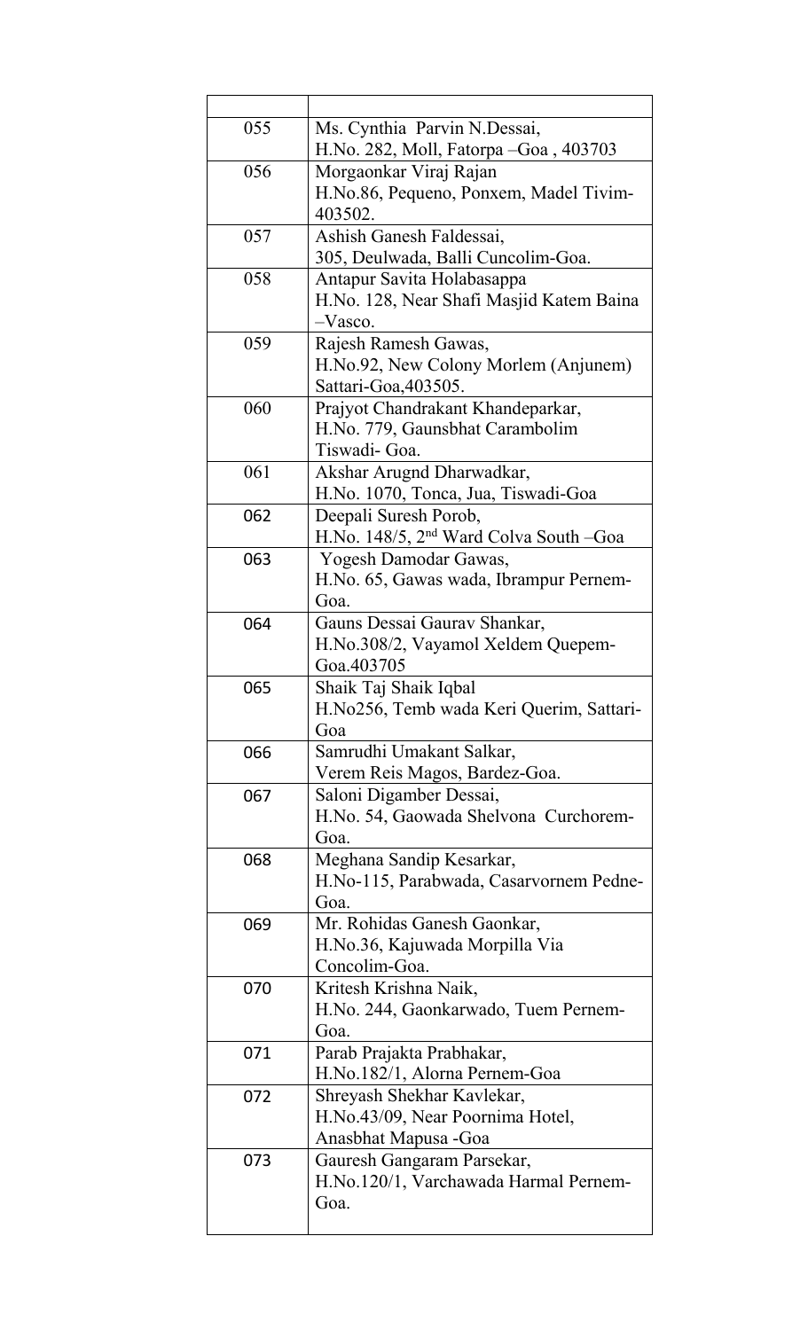| | |
|---|---|
| 055 | Ms. Cynthia Parvin N.Dessai,<br>H.No. 282, Moll, Fatorpa –Goa , 403703 |
| 056 | Morgaonkar Viraj Rajan<br>H.No.86, Pequeno, Ponxem, Madel Tivim-403502. |
| 057 | Ashish Ganesh Faldessai,<br>305, Deulwada, Balli Cuncolim-Goa. |
| 058 | Antapur Savita Holabasappa<br>H.No. 128, Near Shafi Masjid Katem Baina –Vasco. |
| 059 | Rajesh Ramesh Gawas,<br>H.No.92, New Colony Morlem (Anjunem) Sattari-Goa,403505. |
| 060 | Prajyot Chandrakant Khandeparkar,<br>H.No. 779, Gaunsbhat Carambolim Tiswadi- Goa. |
| 061 | Akshar Arugnd Dharwadkar,<br>H.No. 1070, Tonca, Jua, Tiswadi-Goa |
| 062 | Deepali Suresh Porob,<br>H.No. 148/5, 2nd Ward Colva South –Goa |
| 063 | Yogesh Damodar Gawas,<br>H.No. 65, Gawas wada, Ibrampur Pernem-Goa. |
| 064 | Gauns Dessai Gaurav Shankar,<br>H.No.308/2, Vayamol Xeldem Quepem-Goa.403705 |
| 065 | Shaik Taj Shaik Iqbal<br>H.No256, Temb wada Keri Querim, Sattari-Goa |
| 066 | Samrudhi Umakant Salkar,<br>Verem Reis Magos, Bardez-Goa. |
| 067 | Saloni Digamber Dessai,<br>H.No. 54, Gaowada Shelvona Curchorem-Goa. |
| 068 | Meghana Sandip Kesarkar,<br>H.No-115, Parabwada, Casarvornem Pedne-Goa. |
| 069 | Mr. Rohidas Ganesh Gaonkar,<br>H.No.36, Kajuwada Morpilla Via Concolim-Goa. |
| 070 | Kritesh Krishna Naik,<br>H.No. 244, Gaonkarwado, Tuem Pernem-Goa. |
| 071 | Parab Prajakta Prabhakar,<br>H.No.182/1, Alorna Pernem-Goa |
| 072 | Shreyash Shekhar Kavlekar,<br>H.No.43/09, Near Poornima Hotel, Anasbhat Mapusa -Goa |
| 073 | Gauresh Gangaram Parsekar,<br>H.No.120/1, Varchawada Harmal Pernem-Goa. |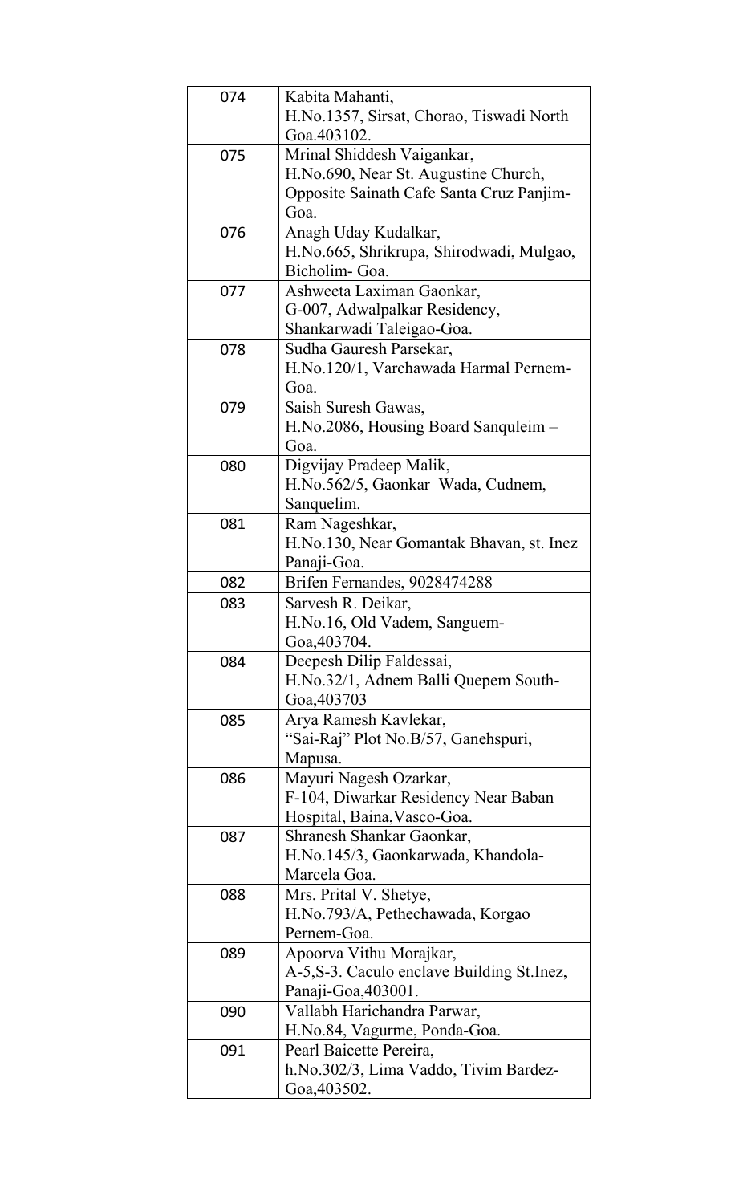| | |
|---|---|
| 074 | Kabita Mahanti,<br>H.No.1357, Sirsat, Chorao, Tiswadi North Goa.403102. |
| 075 | Mrinal Shiddesh Vaigankar,<br>H.No.690, Near St. Augustine Church, Opposite Sainath Cafe Santa Cruz Panjim-Goa. |
| 076 | Anagh Uday Kudalkar,<br>H.No.665, Shrikrupa, Shirodwadi, Mulgao, Bicholim- Goa. |
| 077 | Ashweeta Laximan Gaonkar,<br>G-007, Adwalpalkar Residency, Shankarwadi Taleigao-Goa. |
| 078 | Sudha Gauresh Parsekar,<br>H.No.120/1, Varchawada Harmal Pernem-Goa. |
| 079 | Saish Suresh Gawas,<br>H.No.2086, Housing Board Sanquleim – Goa. |
| 080 | Digvijay Pradeep Malik,<br>H.No.562/5, Gaonkar Wada, Cudnem, Sanquelim. |
| 081 | Ram Nageshkar,<br>H.No.130, Near Gomantak Bhavan, st. Inez Panaji-Goa. |
| 082 | Brifen Fernandes, 9028474288 |
| 083 | Sarvesh R. Deikar,<br>H.No.16, Old Vadem, Sanguem-Goa,403704. |
| 084 | Deepesh Dilip Faldessai,<br>H.No.32/1, Adnem Balli Quepem South-Goa,403703 |
| 085 | Arya Ramesh Kavlekar,<br>"Sai-Raj" Plot No.B/57, Ganehspuri, Mapusa. |
| 086 | Mayuri Nagesh Ozarkar,<br>F-104, Diwarkar Residency Near Baban Hospital, Baina,Vasco-Goa. |
| 087 | Shranesh Shankar Gaonkar,<br>H.No.145/3, Gaonkarwada, Khandola-Marcela Goa. |
| 088 | Mrs. Prital V. Shetye,<br>H.No.793/A, Pethechawada, Korgao Pernem-Goa. |
| 089 | Apoorva Vithu Morajkar,<br>A-5,S-3. Caculo enclave Building St.Inez, Panaji-Goa,403001. |
| 090 | Vallabh Harichandra Parwar,<br>H.No.84, Vagurme, Ponda-Goa. |
| 091 | Pearl Baicette Pereira,<br>h.No.302/3, Lima Vaddo, Tivim Bardez-Goa,403502. |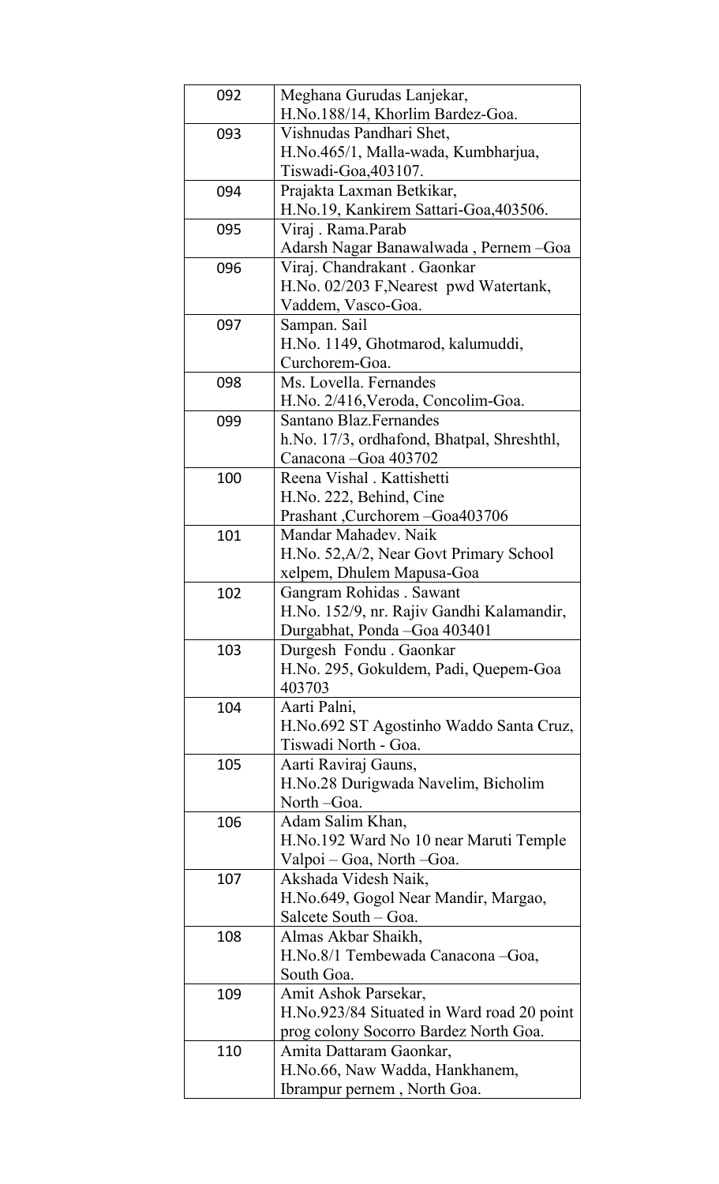| | |
|---|---|
| 092 | Meghana Gurudas Lanjekar, H.No.188/14, Khorlim Bardez-Goa. |
| 093 | Vishnudas Pandhari Shet, H.No.465/1, Malla-wada, Kumbharjua, Tiswadi-Goa,403107. |
| 094 | Prajakta Laxman Betkikar, H.No.19, Kankirem Sattari-Goa,403506. |
| 095 | Viraj . Rama.Parab Adarsh Nagar Banawalwada , Pernem –Goa |
| 096 | Viraj. Chandrakant . Gaonkar H.No. 02/203 F,Nearest pwd Watertank, Vaddem, Vasco-Goa. |
| 097 | Sampan. Sail H.No. 1149, Ghotmarod, kalumuddi, Curchorem-Goa. |
| 098 | Ms. Lovella. Fernandes H.No. 2/416,Veroda, Concolim-Goa. |
| 099 | Santano Blaz.Fernandes h.No. 17/3, ordhafond, Bhatpal, Shreshthl, Canacona –Goa 403702 |
| 100 | Reena Vishal . Kattishetti H.No. 222, Behind, Cine Prashant ,Curchorem –Goa403706 |
| 101 | Mandar Mahadev. Naik H.No. 52,A/2, Near Govt Primary School xelpem, Dhulem Mapusa-Goa |
| 102 | Gangram Rohidas . Sawant H.No. 152/9, nr. Rajiv Gandhi Kalamandir, Durgabhat, Ponda –Goa 403401 |
| 103 | Durgesh Fondu . Gaonkar H.No. 295, Gokuldem, Padi, Quepem-Goa 403703 |
| 104 | Aarti Palni, H.No.692 ST Agostinho Waddo Santa Cruz, Tiswadi North - Goa. |
| 105 | Aarti Raviraj Gauns, H.No.28 Durigwada Navelim, Bicholim North –Goa. |
| 106 | Adam Salim Khan, H.No.192 Ward No 10 near Maruti Temple Valpoi – Goa, North –Goa. |
| 107 | Akshada Videsh Naik, H.No.649, Gogol Near Mandir, Margao, Salcete South – Goa. |
| 108 | Almas Akbar Shaikh, H.No.8/1 Tembewada Canacona –Goa, South Goa. |
| 109 | Amit Ashok Parsekar, H.No.923/84 Situated in Ward road 20 point prog colony Socorro Bardez North Goa. |
| 110 | Amita Dattaram Gaonkar, H.No.66, Naw Wadda, Hankhanem, Ibrampur pernem , North Goa. |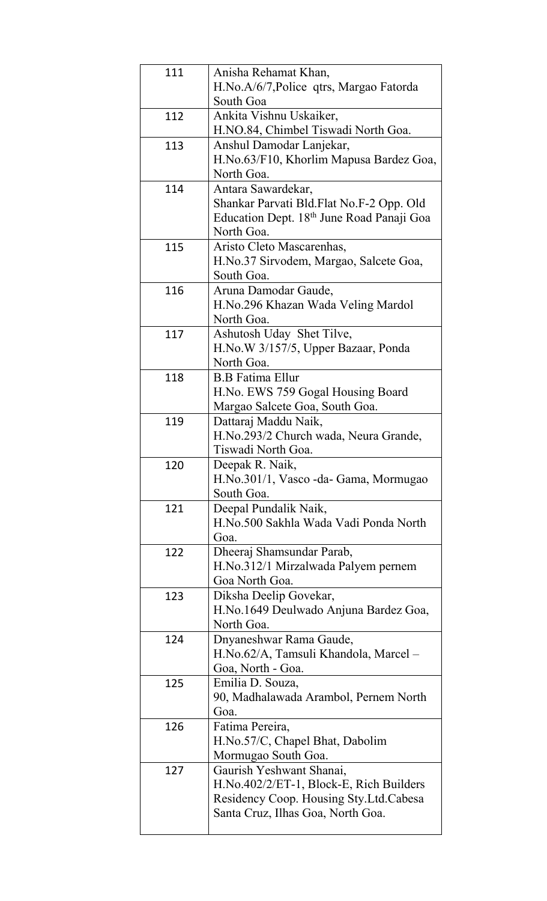| | |
|---|---|
| 111 | Anisha Rehamat Khan,<br>H.No.A/6/7,Police qtrs, Margao Fatorda South Goa |
| 112 | Ankita Vishnu Uskaiker,<br>H.NO.84, Chimbel Tiswadi North Goa. |
| 113 | Anshul Damodar Lanjekar,<br>H.No.63/F10, Khorlim Mapusa Bardez Goa, North Goa. |
| 114 | Antara Sawardekar,<br>Shankar Parvati Bld.Flat No.F-2 Opp. Old Education Dept. 18th June Road Panaji Goa North Goa. |
| 115 | Aristo Cleto Mascarenhas,<br>H.No.37 Sirvodem, Margao, Salcete Goa, South Goa. |
| 116 | Aruna Damodar Gaude,<br>H.No.296 Khazan Wada Veling Mardol North Goa. |
| 117 | Ashutosh Uday Shet Tilve,<br>H.No.W 3/157/5, Upper Bazaar, Ponda North Goa. |
| 118 | B.B Fatima Ellur<br>H.No. EWS 759 Gogal Housing Board Margao Salcete Goa, South Goa. |
| 119 | Dattaraj Maddu Naik,<br>H.No.293/2 Church wada, Neura Grande, Tiswadi North Goa. |
| 120 | Deepak R. Naik,<br>H.No.301/1, Vasco -da- Gama, Mormugao South Goa. |
| 121 | Deepal Pundalik Naik,<br>H.No.500 Sakhla Wada Vadi Ponda North Goa. |
| 122 | Dheeraj Shamsundar Parab,<br>H.No.312/1 Mirzalwada Palyem pernem Goa North Goa. |
| 123 | Diksha Deelip Govekar,<br>H.No.1649 Deulwado Anjuna Bardez Goa, North Goa. |
| 124 | Dnyaneshwar Rama Gaude,<br>H.No.62/A, Tamsuli Khandola, Marcel – Goa, North - Goa. |
| 125 | Emilia D. Souza,<br>90, Madhalawada Arambol, Pernem North Goa. |
| 126 | Fatima Pereira,<br>H.No.57/C, Chapel Bhat, Dabolim Mormugao South Goa. |
| 127 | Gaurish Yeshwant Shanai,<br>H.No.402/2/ET-1, Block-E, Rich Builders Residency Coop. Housing Sty.Ltd.Cabesa Santa Cruz, Ilhas Goa, North Goa. |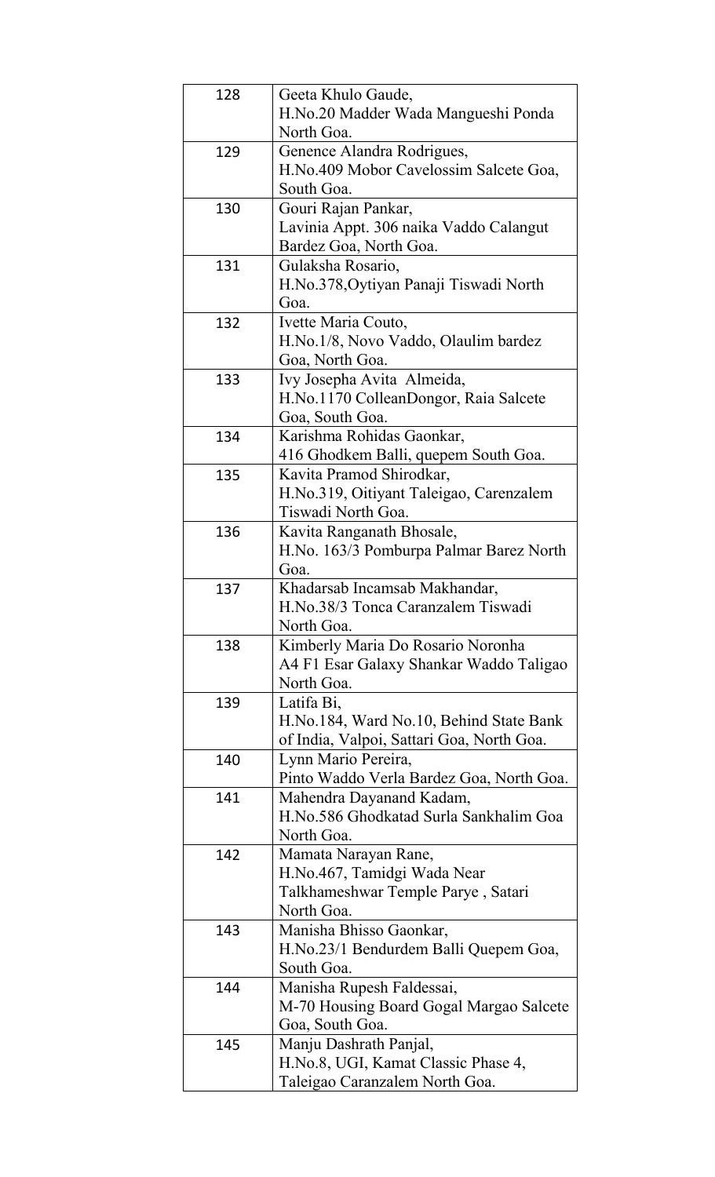| | |
|---|---|
| 128 | Geeta Khulo Gaude,<br>H.No.20 Madder Wada Mangueshi Ponda North Goa. |
| 129 | Genence Alandra Rodrigues,<br>H.No.409 Mobor Cavelossim Salcete Goa, South Goa. |
| 130 | Gouri Rajan Pankar,<br>Lavinia Appt. 306 naika Vaddo Calangut Bardez Goa, North Goa. |
| 131 | Gulaksha Rosario,<br>H.No.378,Oytiyan Panaji Tiswadi North Goa. |
| 132 | Ivette Maria Couto,<br>H.No.1/8, Novo Vaddo, Olaulim bardez Goa, North Goa. |
| 133 | Ivy Josepha Avita Almeida,<br>H.No.1170 ColleanDongor, Raia Salcete Goa, South Goa. |
| 134 | Karishma Rohidas Gaonkar,<br>416 Ghodkem Balli, quepem South Goa. |
| 135 | Kavita Pramod Shirodkar,<br>H.No.319, Oitiyant Taleigao, Carenzalem Tiswadi North Goa. |
| 136 | Kavita Ranganath Bhosale,<br>H.No. 163/3 Pomburpa Palmar Barez North Goa. |
| 137 | Khadarsab Incamsab Makhandar,<br>H.No.38/3 Tonca Caranzalem Tiswadi North Goa. |
| 138 | Kimberly Maria Do Rosario Noronha<br>A4 F1 Esar Galaxy Shankar Waddo Taligao North Goa. |
| 139 | Latifa Bi,<br>H.No.184, Ward No.10, Behind State Bank of India, Valpoi, Sattari Goa, North Goa. |
| 140 | Lynn Mario Pereira,<br>Pinto Waddo Verla Bardez Goa, North Goa. |
| 141 | Mahendra Dayanand Kadam,<br>H.No.586 Ghodkatad Surla Sankhalim Goa North Goa. |
| 142 | Mamata Narayan Rane,<br>H.No.467, Tamidgi Wada Near Talkhameshwar Temple Parye , Satari North Goa. |
| 143 | Manisha Bhisso Gaonkar,<br>H.No.23/1 Bendurdem Balli Quepem Goa, South Goa. |
| 144 | Manisha Rupesh Faldessai,<br>M-70 Housing Board Gogal Margao Salcete Goa, South Goa. |
| 145 | Manju Dashrath Panjal,<br>H.No.8, UGI, Kamat Classic Phase 4, Taleigao Caranzalem North Goa. |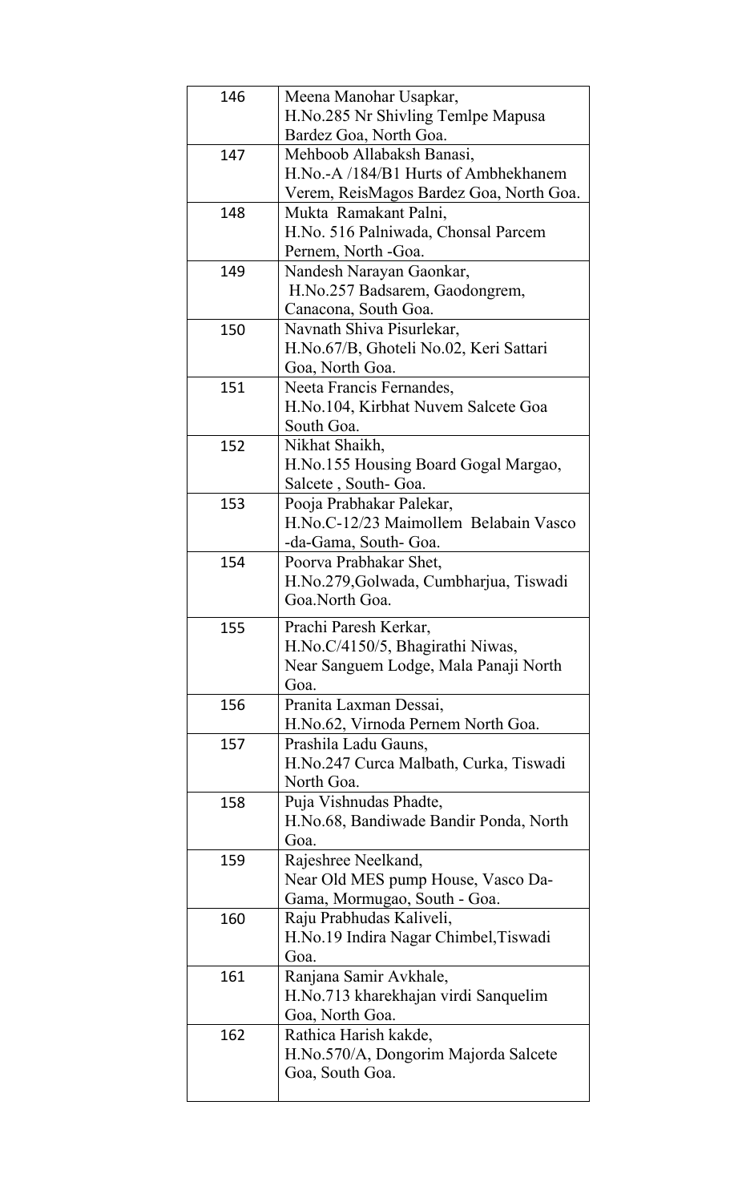| | |
|---|---|
| 146 | Meena Manohar Usapkar,<br>H.No.285 Nr Shivling Temlpe Mapusa<br>Bardez Goa, North Goa. |
| 147 | Mehboob Allabaksh Banasi,<br>H.No.-A /184/B1 Hurts of Ambhekhanem<br>Verem, ReisMagos Bardez Goa, North Goa. |
| 148 | Mukta Ramakant Palni,<br>H.No. 516 Palniwada, Chonsal Parcem<br>Pernem, North -Goa. |
| 149 | Nandesh Narayan Gaonkar,<br>H.No.257 Badsarem, Gaodongrem,<br>Canacona, South Goa. |
| 150 | Navnath Shiva Pisurlekar,<br>H.No.67/B, Ghoteli No.02, Keri Sattari<br>Goa, North Goa. |
| 151 | Neeta Francis Fernandes,<br>H.No.104, Kirbhat Nuvem Salcete Goa<br>South Goa. |
| 152 | Nikhat Shaikh,<br>H.No.155 Housing Board Gogal Margao,<br>Salcete , South- Goa. |
| 153 | Pooja Prabhakar Palekar,<br>H.No.C-12/23 Maimollem Belabain Vasco<br>-da-Gama, South- Goa. |
| 154 | Poorva Prabhakar Shet,<br>H.No.279,Golwada, Cumbharjua, Tiswadi<br>Goa.North Goa. |
| 155 | Prachi Paresh Kerkar,<br>H.No.C/4150/5, Bhagirathi Niwas,<br>Near Sanguem Lodge, Mala Panaji North<br>Goa. |
| 156 | Pranita Laxman Dessai,<br>H.No.62, Virnoda Pernem North Goa. |
| 157 | Prashila Ladu Gauns,<br>H.No.247 Curca Malbath, Curka, Tiswadi<br>North Goa. |
| 158 | Puja Vishnudas Phadte,<br>H.No.68, Bandiwade Bandir Ponda, North<br>Goa. |
| 159 | Rajeshree Neelkand,<br>Near Old MES pump House, Vasco Da-<br>Gama, Mormugao, South - Goa. |
| 160 | Raju Prabhudas Kaliveli,<br>H.No.19 Indira Nagar Chimbel,Tiswadi<br>Goa. |
| 161 | Ranjana Samir Avkhale,<br>H.No.713 kharekhajan virdi Sanquelim<br>Goa, North Goa. |
| 162 | Rathica Harish kakde,<br>H.No.570/A, Dongorim Majorda Salcete<br>Goa, South Goa. |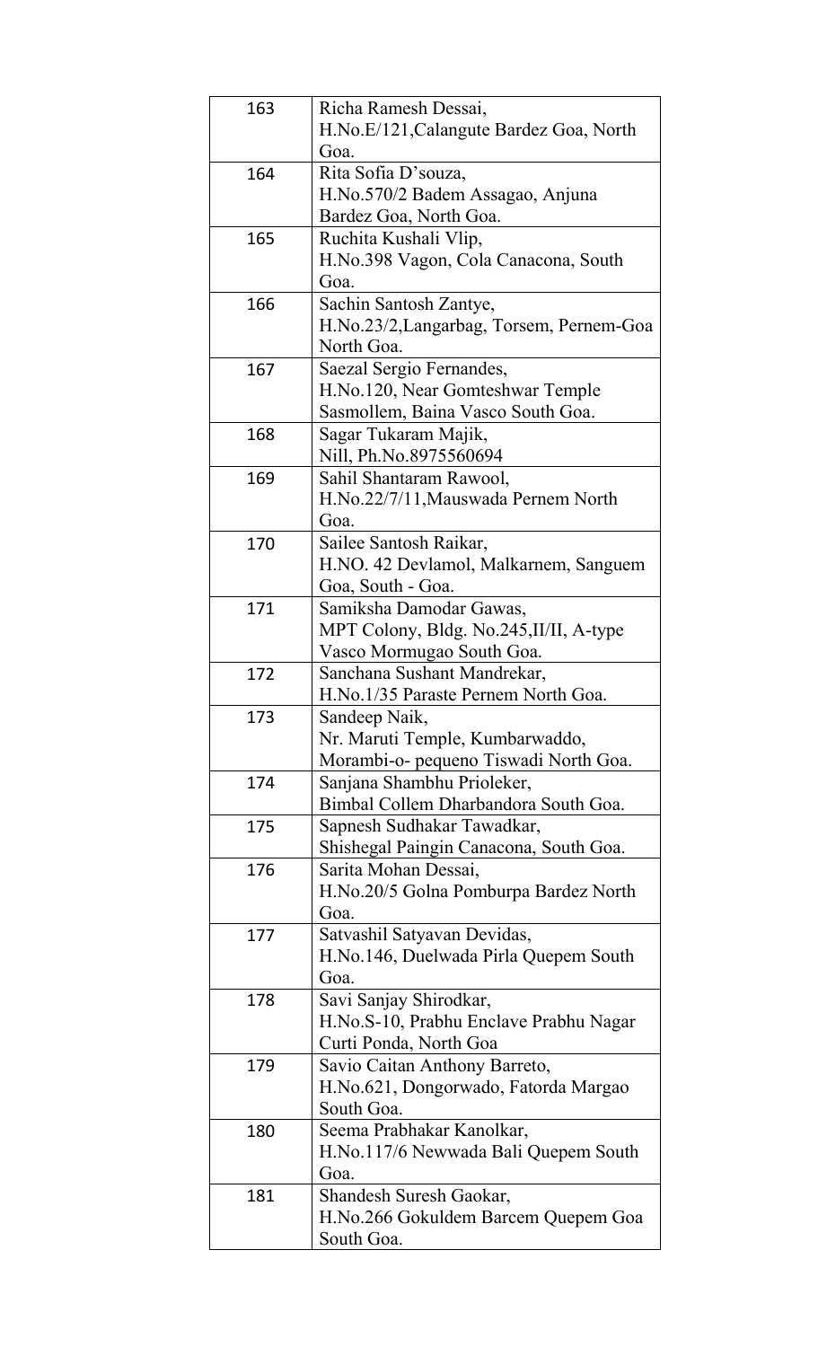| | |
|---|---|
| 163 | Richa Ramesh Dessai, H.No.E/121,Calangute Bardez Goa, North Goa. |
| 164 | Rita Sofia D'souza, H.No.570/2 Badem Assagao, Anjuna Bardez Goa, North Goa. |
| 165 | Ruchita Kushali Vlip, H.No.398 Vagon, Cola Canacona, South Goa. |
| 166 | Sachin Santosh Zantye, H.No.23/2,Langarbag, Torsem, Pernem-Goa North Goa. |
| 167 | Saezal Sergio Fernandes, H.No.120, Near Gomteshwar Temple Sasmollem, Baina Vasco South Goa. |
| 168 | Sagar Tukaram Majik, Nill, Ph.No.8975560694 |
| 169 | Sahil Shantaram Rawool, H.No.22/7/11,Mauswada Pernem North Goa. |
| 170 | Sailee Santosh Raikar, H.NO. 42 Devlamol, Malkarnem, Sanguem Goa, South - Goa. |
| 171 | Samiksha Damodar Gawas, MPT Colony, Bldg. No.245,II/II, A-type Vasco Mormugao South Goa. |
| 172 | Sanchana Sushant Mandrekar, H.No.1/35 Paraste Pernem North Goa. |
| 173 | Sandeep Naik, Nr. Maruti Temple, Kumbarwaddo, Morambi-o- pequeno Tiswadi North Goa. |
| 174 | Sanjana Shambhu Prioleker, Bimbal Collem Dharbandora South Goa. |
| 175 | Sapnesh Sudhakar Tawadkar, Shishegal Paingin Canacona, South Goa. |
| 176 | Sarita Mohan Dessai, H.No.20/5 Golna Pomburpa Bardez North Goa. |
| 177 | Satvashil Satyavan Devidas, H.No.146, Duelwada Pirla Quepem South Goa. |
| 178 | Savi Sanjay Shirodkar, H.No.S-10, Prabhu Enclave Prabhu Nagar Curti Ponda, North Goa |
| 179 | Savio Caitan Anthony Barreto, H.No.621, Dongorwado, Fatorda Margao South Goa. |
| 180 | Seema Prabhakar Kanolkar, H.No.117/6 Newwada Bali Quepem South Goa. |
| 181 | Shandesh Suresh Gaokar, H.No.266 Gokuldem Barcem Quepem Goa South Goa. |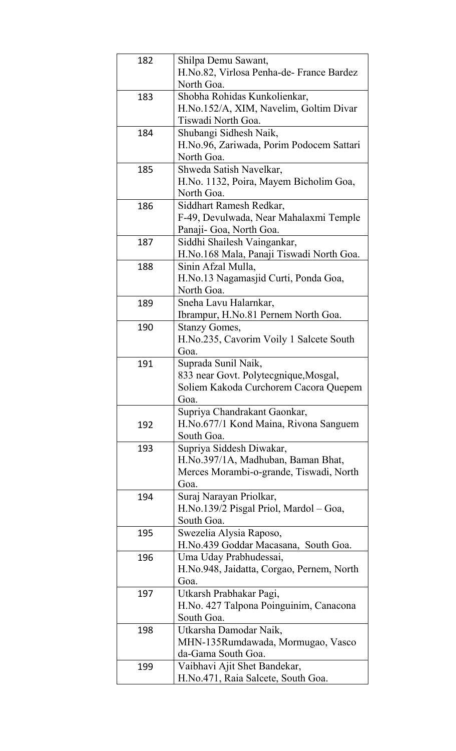| | |
|---|---|
| 182 | Shilpa Demu Sawant,<br>H.No.82, Virlosa Penha-de- France Bardez North Goa. |
| 183 | Shobha Rohidas Kunkolienkar,<br>H.No.152/A, XIM, Navelim, Goltim Divar Tiswadi North Goa. |
| 184 | Shubangi Sidhesh Naik,<br>H.No.96, Zariwada, Porim Podocem Sattari North Goa. |
| 185 | Shweda Satish Navelkar,<br>H.No. 1132, Poira, Mayem Bicholim Goa, North Goa. |
| 186 | Siddhart Ramesh Redkar,<br>F-49, Devulwada, Near Mahalaxmi Temple Panaji- Goa, North Goa. |
| 187 | Siddhi Shailesh Vaingankar,<br>H.No.168 Mala, Panaji Tiswadi North Goa. |
| 188 | Sinin Afzal Mulla,<br>H.No.13 Nagamasjid Curti, Ponda Goa, North Goa. |
| 189 | Sneha Lavu Halarnkar,<br>Ibrampur, H.No.81 Pernem North Goa. |
| 190 | Stanzy Gomes,<br>H.No.235, Cavorim Voily 1 Salcete South Goa. |
| 191 | Suprada Sunil Naik,<br>833 near Govt. Polytecgnique,Mosgal, Soliem Kakoda Curchorem Cacora Quepem Goa. |
| 192 | Supriya Chandrakant Gaonkar,<br>H.No.677/1 Kond Maina, Rivona Sanguem South Goa. |
| 193 | Supriya Siddesh Diwakar,<br>H.No.397/1A, Madhuban, Baman Bhat, Merces Morambi-o-grande, Tiswadi, North Goa. |
| 194 | Suraj Narayan Priolkar,<br>H.No.139/2 Pisgal Priol, Mardol – Goa, South Goa. |
| 195 | Swezelia Alysia Raposo,<br>H.No.439 Goddar Macasana, South Goa. |
| 196 | Uma Uday Prabhudessai,<br>H.No.948, Jaidatta, Corgao, Pernem, North Goa. |
| 197 | Utkarsh Prabhakar Pagi,<br>H.No. 427 Talpona Poinguinim, Canacona South Goa. |
| 198 | Utkarsha Damodar Naik,<br>MHN-135Rumdawada, Mormugao, Vasco da-Gama South Goa. |
| 199 | Vaibhavi Ajit Shet Bandekar,<br>H.No.471, Raia Salcete, South Goa. |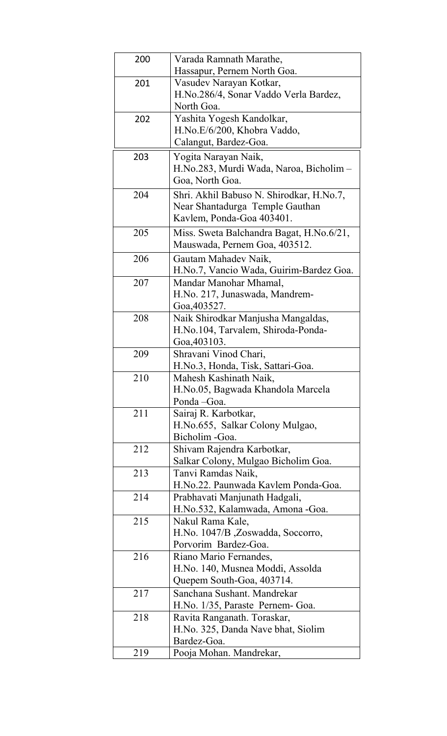| | |
|---|---|
| 200 | Varada Ramnath Marathe, Hassapur, Pernem North Goa. |
| 201 | Vasudev Narayan Kotkar, H.No.286/4, Sonar Vaddo Verla Bardez, North Goa. |
| 202 | Yashita Yogesh Kandolkar, H.No.E/6/200, Khobra Vaddo, Calangut, Bardez-Goa. |
| 203 | Yogita Narayan Naik, H.No.283, Murdi Wada, Naroa, Bicholim – Goa, North Goa. |
| 204 | Shri. Akhil Babuso N. Shirodkar, H.No.7, Near Shantadurga Temple Gauthan Kavlem, Ponda-Goa 403401. |
| 205 | Miss. Sweta Balchandra Bagat, H.No.6/21, Mauswada, Pernem Goa, 403512. |
| 206 | Gautam Mahadev Naik, H.No.7, Vancio Wada, Guirim-Bardez Goa. |
| 207 | Mandar Manohar Mhamal, H.No. 217, Junaswada, Mandrem-Goa,403527. |
| 208 | Naik Shirodkar Manjusha Mangaldas, H.No.104, Tarvalem, Shiroda-Ponda-Goa,403103. |
| 209 | Shravani Vinod Chari, H.No.3, Honda, Tisk, Sattari-Goa. |
| 210 | Mahesh Kashinath Naik, H.No.05, Bagwada Khandola Marcela Ponda –Goa. |
| 211 | Sairaj R. Karbotkar, H.No.655, Salkar Colony Mulgao, Bicholim -Goa. |
| 212 | Shivam Rajendra Karbotkar, Salkar Colony, Mulgao Bicholim Goa. |
| 213 | Tanvi Ramdas Naik, H.No.22. Paunwada Kavlem Ponda-Goa. |
| 214 | Prabhavati Manjunath Hadgali, H.No.532, Kalamwada, Amona -Goa. |
| 215 | Nakul Rama Kale, H.No. 1047/B ,Zoswadda, Soccorro, Porvorim Bardez-Goa. |
| 216 | Riano Mario Fernandes, H.No. 140, Musnea Moddi, Assolda Quepem South-Goa, 403714. |
| 217 | Sanchana Sushant. Mandrekar H.No. 1/35, Paraste Pernem- Goa. |
| 218 | Ravita Ranganath. Toraskar, H.No. 325, Danda Nave bhat, Siolim Bardez-Goa. |
| 219 | Pooja Mohan. Mandrekar, |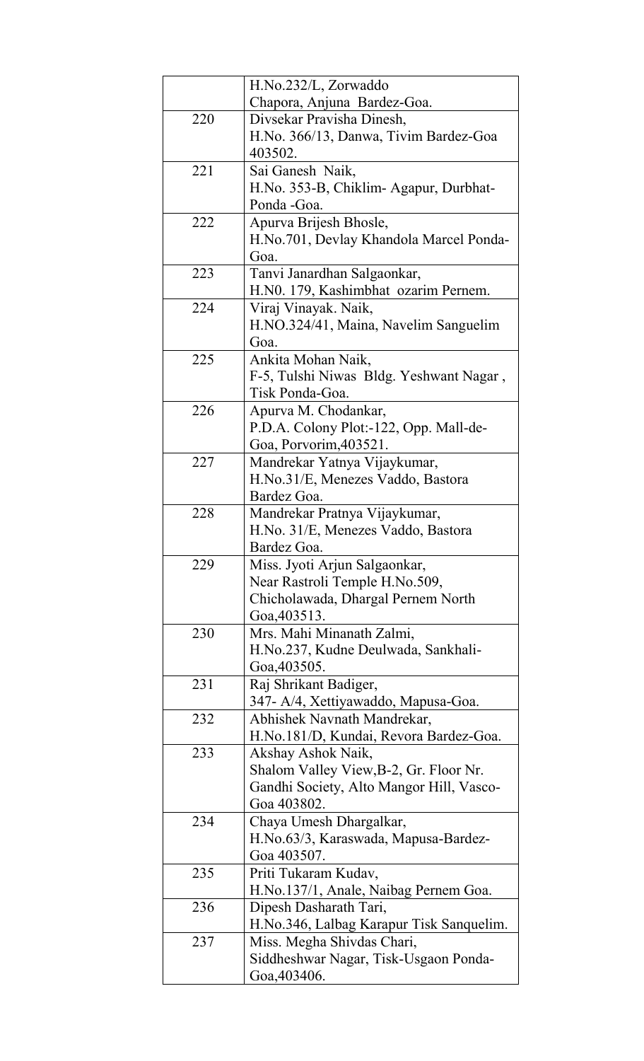| | |
|---|---|
| | H.No.232/L, Zorwaddo Chapora, Anjuna Bardez-Goa. |
| 220 | Divsekar Pravisha Dinesh, H.No. 366/13, Danwa, Tivim Bardez-Goa 403502. |
| 221 | Sai Ganesh Naik, H.No. 353-B, Chiklim- Agapur, Durbhat-Ponda -Goa. |
| 222 | Apurva Brijesh Bhosle, H.No.701, Devlay Khandola Marcel Ponda-Goa. |
| 223 | Tanvi Janardhan Salgaonkar, H.N0. 179, Kashimbhat ozarim Pernem. |
| 224 | Viraj Vinayak. Naik, H.NO.324/41, Maina, Navelim Sanguelim Goa. |
| 225 | Ankita Mohan Naik, F-5, Tulshi Niwas Bldg. Yeshwant Nagar , Tisk Ponda-Goa. |
| 226 | Apurva M. Chodankar, P.D.A. Colony Plot:-122, Opp. Mall-de-Goa, Porvorim,403521. |
| 227 | Mandrekar Yatnya Vijaykumar, H.No.31/E, Menezes Vaddo, Bastora Bardez Goa. |
| 228 | Mandrekar Pratnya Vijaykumar, H.No. 31/E, Menezes Vaddo, Bastora Bardez Goa. |
| 229 | Miss. Jyoti Arjun Salgaonkar, Near Rastroli Temple H.No.509, Chicholawada, Dhargal Pernem North Goa,403513. |
| 230 | Mrs. Mahi Minanath Zalmi, H.No.237, Kudne Deulwada, Sankhali-Goa,403505. |
| 231 | Raj Shrikant Badiger, 347- A/4, Xettiyawaddo, Mapusa-Goa. |
| 232 | Abhishek Navnath Mandrekar, H.No.181/D, Kundai, Revora Bardez-Goa. |
| 233 | Akshay Ashok Naik, Shalom Valley View,B-2, Gr. Floor Nr. Gandhi Society, Alto Mangor Hill, Vasco-Goa 403802. |
| 234 | Chaya Umesh Dhargalkar, H.No.63/3, Karaswada, Mapusa-Bardez-Goa 403507. |
| 235 | Priti Tukaram Kudav, H.No.137/1, Anale, Naibag Pernem Goa. |
| 236 | Dipesh Dasharath Tari, H.No.346, Lalbag Karapur Tisk Sanquelim. |
| 237 | Miss. Megha Shivdas Chari, Siddheshwar Nagar, Tisk-Usgaon Ponda-Goa,403406. |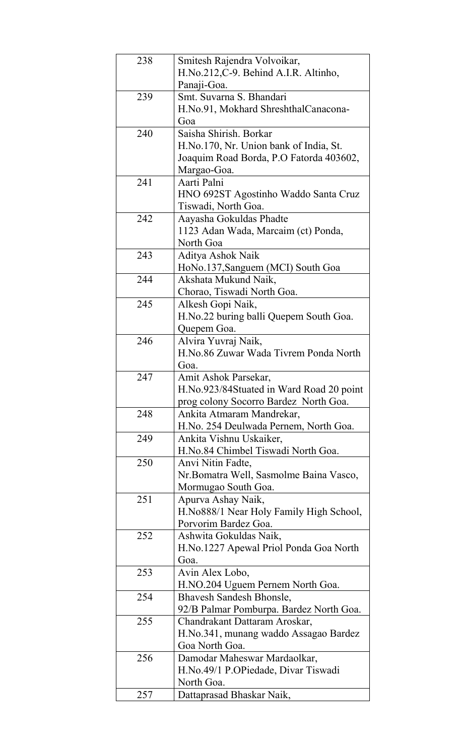| | |
|---|---|
| 238 | Smitesh Rajendra Volvoikar, H.No.212,C-9. Behind A.I.R. Altinho, Panaji-Goa. |
| 239 | Smt. Suvarna S. Bhandari H.No.91, Mokhard ShreshthalCanacona-Goa |
| 240 | Saisha Shirish. Borkar H.No.170, Nr. Union bank of India, St. Joaquim Road Borda, P.O Fatorda 403602, Margao-Goa. |
| 241 | Aarti Palni HNO 692ST Agostinho Waddo Santa Cruz Tiswadi, North Goa. |
| 242 | Aayasha Gokuldas Phadte 1123 Adan Wada, Marcaim (ct) Ponda, North Goa |
| 243 | Aditya Ashok Naik HoNo.137,Sanguem (MCI) South Goa |
| 244 | Akshata Mukund Naik, Chorao, Tiswadi North Goa. |
| 245 | Alkesh Gopi Naik, H.No.22 buring balli Quepem South Goa. Quepem Goa. |
| 246 | Alvira Yuvraj Naik, H.No.86 Zuwar Wada Tivrem Ponda North Goa. |
| 247 | Amit Ashok Parsekar, H.No.923/84Stuated in Ward Road 20 point prog colony Socorro Bardez North Goa. |
| 248 | Ankita Atmaram Mandrekar, H.No. 254 Deulwada Pernem, North Goa. |
| 249 | Ankita Vishnu Uskaiker, H.No.84 Chimbel Tiswadi North Goa. |
| 250 | Anvi Nitin Fadte, Nr.Bomatra Well, Sasmolme Baina Vasco, Mormugao South Goa. |
| 251 | Apurva Ashay Naik, H.No888/1 Near Holy Family High School, Porvorim Bardez Goa. |
| 252 | Ashwita Gokuldas Naik, H.No.1227 Apewal Priol Ponda Goa North Goa. |
| 253 | Avin Alex Lobo, H.NO.204 Uguem Pernem North Goa. |
| 254 | Bhavesh Sandesh Bhonsle, 92/B Palmar Pomburpa. Bardez North Goa. |
| 255 | Chandrakant Dattaram Aroskar, H.No.341, munang waddo Assagao Bardez Goa North Goa. |
| 256 | Damodar Maheswar Mardaolkar, H.No.49/1 P.OPiedade, Divar Tiswadi North Goa. |
| 257 | Dattaprasad Bhaskar Naik, |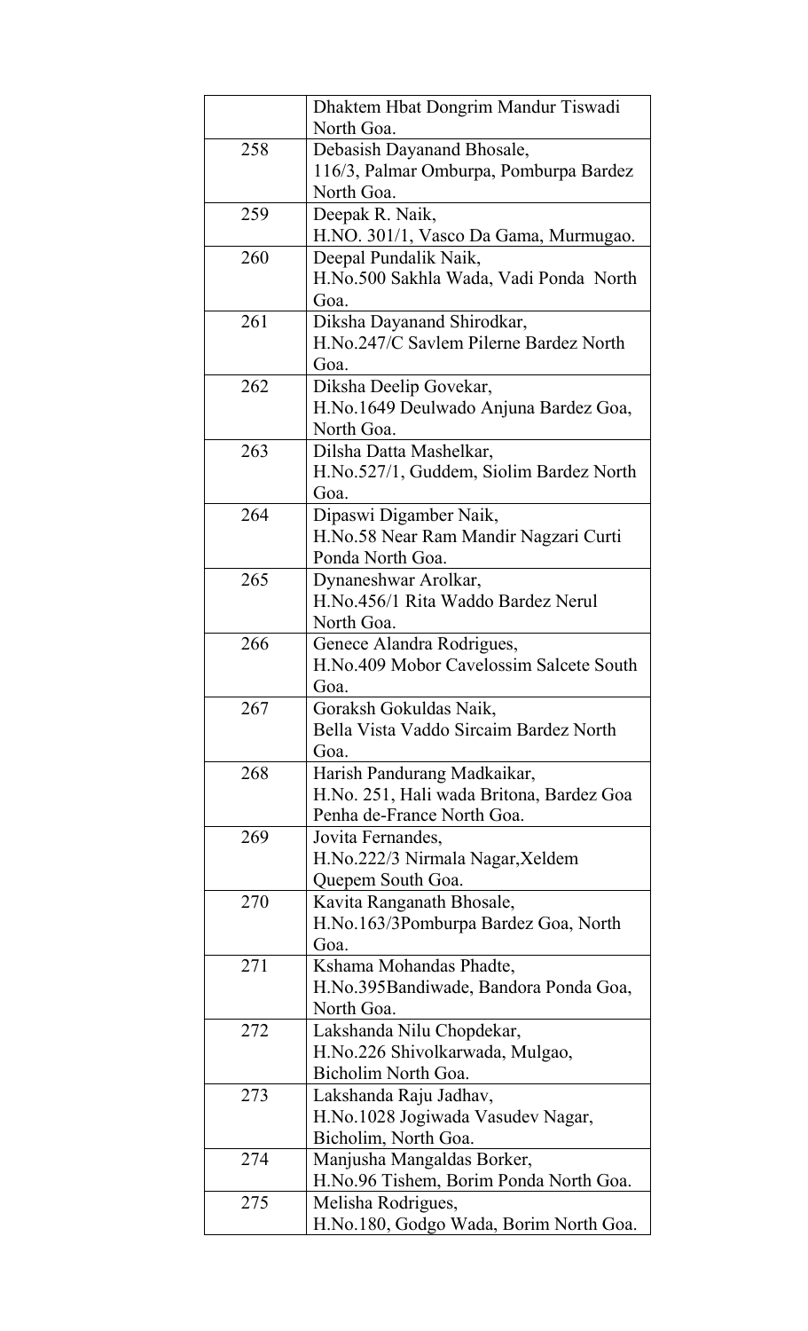| | |
|---|---|
| | Dhaktem Hbat Dongrim Mandur Tiswadi North Goa. |
| 258 | Debasish Dayanand Bhosale, 116/3, Palmar Omburpa, Pomburpa Bardez North Goa. |
| 259 | Deepak R. Naik, H.NO. 301/1, Vasco Da Gama, Murmugao. |
| 260 | Deepal Pundalik Naik, H.No.500 Sakhla Wada, Vadi Ponda North Goa. |
| 261 | Diksha Dayanand Shirodkar, H.No.247/C Savlem Pilerne Bardez North Goa. |
| 262 | Diksha Deelip Govekar, H.No.1649 Deulwado Anjuna Bardez Goa, North Goa. |
| 263 | Dilsha Datta Mashelkar, H.No.527/1, Guddem, Siolim Bardez North Goa. |
| 264 | Dipaswi Digamber Naik, H.No.58 Near Ram Mandir Nagzari Curti Ponda North Goa. |
| 265 | Dynaneshwar Arolkar, H.No.456/1 Rita Waddo Bardez Nerul North Goa. |
| 266 | Genece Alandra Rodrigues, H.No.409 Mobor Cavelossim Salcete South Goa. |
| 267 | Goraksh Gokuldas Naik, Bella Vista Vaddo Sircaim Bardez North Goa. |
| 268 | Harish Pandurang Madkaikar, H.No. 251, Hali wada Britona, Bardez Goa Penha de-France North Goa. |
| 269 | Jovita Fernandes, H.No.222/3 Nirmala Nagar,Xeldem Quepem South Goa. |
| 270 | Kavita Ranganath Bhosale, H.No.163/3Pomburpa Bardez Goa, North Goa. |
| 271 | Kshama Mohandas Phadte, H.No.395Bandiwade, Bandora Ponda Goa, North Goa. |
| 272 | Lakshanda Nilu Chopdekar, H.No.226 Shivolkarwada, Mulgao, Bicholim North Goa. |
| 273 | Lakshanda Raju Jadhav, H.No.1028 Jogiwada Vasudev Nagar, Bicholim, North Goa. |
| 274 | Manjusha Mangaldas Borker, H.No.96 Tishem, Borim Ponda North Goa. |
| 275 | Melisha Rodrigues, H.No.180, Godgo Wada, Borim North Goa. |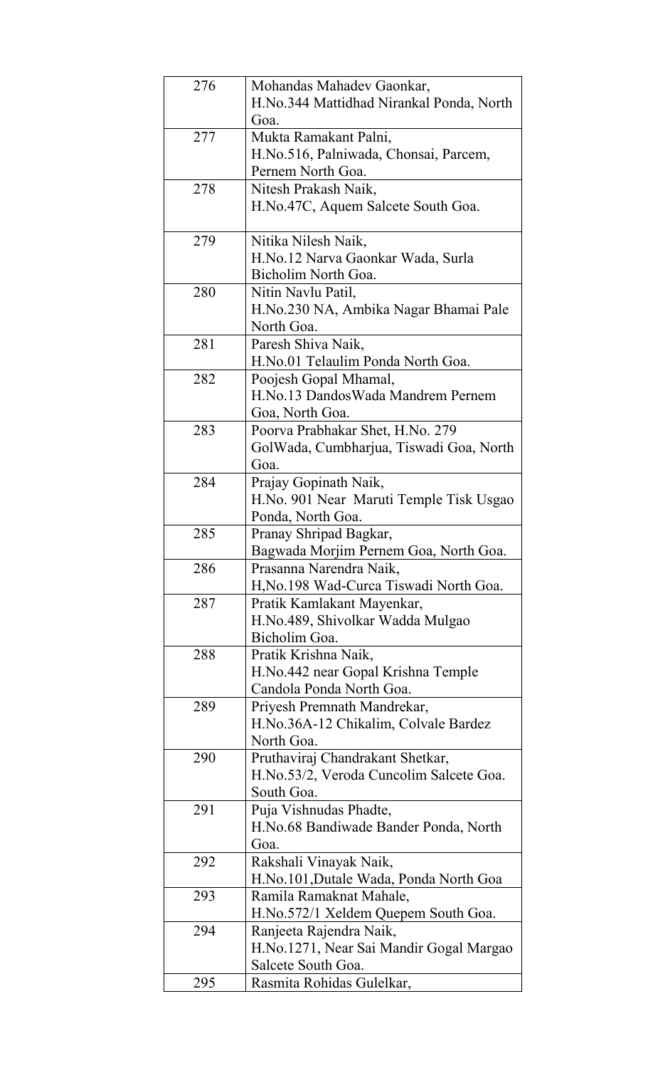| | |
|---|---|
| 276 | Mohandas Mahadev Gaonkar,<br>H.No.344 Mattidhad Nirankal Ponda, North Goa. |
| 277 | Mukta Ramakant Palni,<br>H.No.516, Palniwada, Chonsai, Parcem, Pernem North Goa. |
| 278 | Nitesh Prakash Naik,<br>H.No.47C, Aquem Salcete South Goa. |
| 279 | Nitika Nilesh Naik,<br>H.No.12 Narva Gaonkar Wada, Surla Bicholim North Goa. |
| 280 | Nitin Navlu Patil,<br>H.No.230 NA, Ambika Nagar Bhamai Pale North Goa. |
| 281 | Paresh Shiva Naik,<br>H.No.01 Telaulim Ponda North Goa. |
| 282 | Poojesh Gopal Mhamal,<br>H.No.13 DandosWada Mandrem Pernem Goa, North Goa. |
| 283 | Poorva Prabhakar Shet, H.No. 279 GolWada, Cumbharjua, Tiswadi Goa, North Goa. |
| 284 | Prajay Gopinath Naik,<br>H.No. 901 Near Maruti Temple Tisk Usgao Ponda, North Goa. |
| 285 | Pranay Shripad Bagkar,<br>Bagwada Morjim Pernem Goa, North Goa. |
| 286 | Prasanna Narendra Naik,<br>H,No.198 Wad-Curca Tiswadi North Goa. |
| 287 | Pratik Kamlakant Mayenkar,<br>H.No.489, Shivolkar Wadda Mulgao Bicholim Goa. |
| 288 | Pratik Krishna Naik,<br>H.No.442 near Gopal Krishna Temple Candola Ponda North Goa. |
| 289 | Priyesh Premnath Mandrekar,<br>H.No.36A-12 Chikalim, Colvale Bardez North Goa. |
| 290 | Pruthaviraj Chandrakant Shetkar,<br>H.No.53/2, Veroda Cuncolim Salcete Goa. South Goa. |
| 291 | Puja Vishnudas Phadte,<br>H.No.68 Bandiwade Bander Ponda, North Goa. |
| 292 | Rakshali Vinayak Naik,<br>H.No.101,Dutale Wada, Ponda North Goa |
| 293 | Ramila Ramaknat Mahale,<br>H.No.572/1 Xeldem Quepem South Goa. |
| 294 | Ranjeeta Rajendra Naik,<br>H.No.1271, Near Sai Mandir Gogal Margao Salcete South Goa. |
| 295 | Rasmita Rohidas Gulelkar, |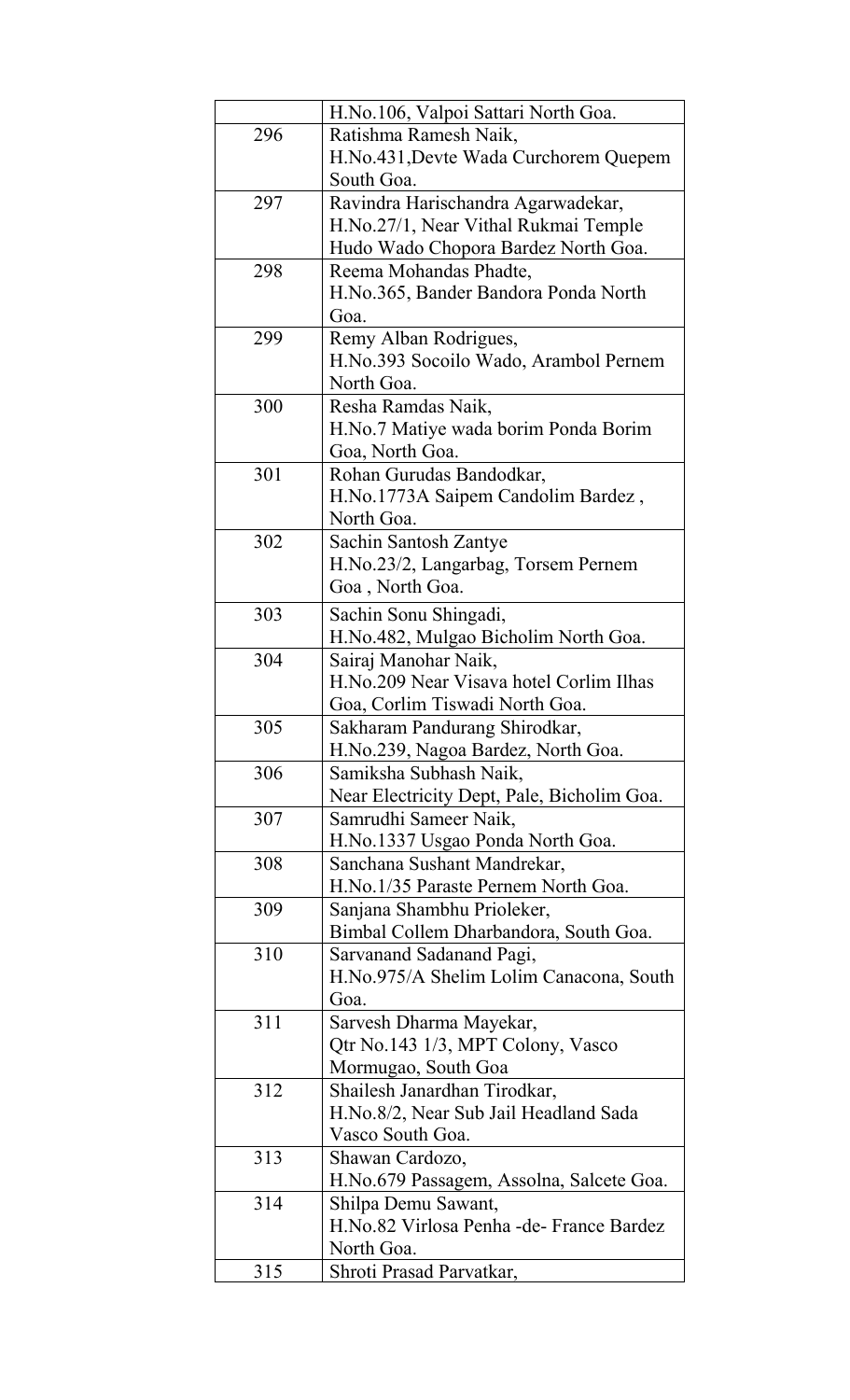| | |
|---|---|
| | H.No.106, Valpoi Sattari North Goa. |
| 296 | Ratishma Ramesh Naik,<br>H.No.431,Devte Wada Curchorem Quepem South Goa. |
| 297 | Ravindra Harischandra Agarwadekar,<br>H.No.27/1, Near Vithal Rukmai Temple Hudo Wado Chopora Bardez North Goa. |
| 298 | Reema Mohandas Phadte,<br>H.No.365, Bander Bandora Ponda North Goa. |
| 299 | Remy Alban Rodrigues,<br>H.No.393 Socoilo Wado, Arambol Pernem North Goa. |
| 300 | Resha Ramdas Naik,<br>H.No.7 Matiye wada borim Ponda Borim Goa, North Goa. |
| 301 | Rohan Gurudas Bandodkar,<br>H.No.1773A Saipem Candolim Bardez , North Goa. |
| 302 | Sachin Santosh Zantye<br>H.No.23/2, Langarbag, Torsem Pernem Goa , North Goa. |
| 303 | Sachin Sonu Shingadi,<br>H.No.482, Mulgao Bicholim North Goa. |
| 304 | Sairaj Manohar Naik,<br>H.No.209 Near Visava hotel Corlim Ilhas Goa, Corlim Tiswadi North Goa. |
| 305 | Sakharam Pandurang Shirodkar,<br>H.No.239, Nagoa Bardez, North Goa. |
| 306 | Samiksha Subhash Naik,<br>Near Electricity Dept, Pale, Bicholim Goa. |
| 307 | Samrudhi Sameer Naik,<br>H.No.1337 Usgao Ponda North Goa. |
| 308 | Sanchana Sushant Mandrekar,<br>H.No.1/35 Paraste Pernem North Goa. |
| 309 | Sanjana Shambhu Prioleker,<br>Bimbal Collem Dharbandora, South Goa. |
| 310 | Sarvanand Sadanand Pagi,<br>H.No.975/A Shelim Lolim Canacona, South Goa. |
| 311 | Sarvesh Dharma Mayekar,<br>Qtr No.143 1/3, MPT Colony, Vasco Mormugao, South Goa |
| 312 | Shailesh Janardhan Tirodkar,<br>H.No.8/2, Near Sub Jail Headland Sada Vasco South Goa. |
| 313 | Shawan Cardozo,<br>H.No.679 Passagem, Assolna, Salcete Goa. |
| 314 | Shilpa Demu Sawant,<br>H.No.82 Virlosa Penha -de- France Bardez North Goa. |
| 315 | Shroti Prasad Parvatkar, |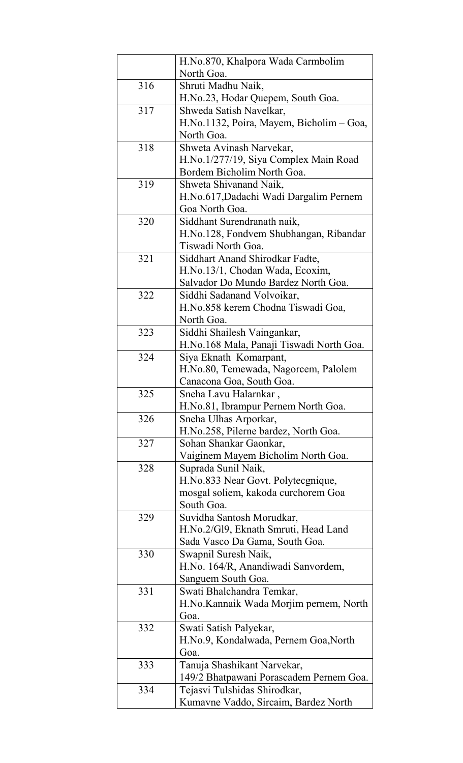| | |
|---|---|
| | H.No.870, Khalpora Wada Carmbolim North Goa. |
| 316 | Shruti Madhu Naik, H.No.23, Hodar Quepem, South Goa. |
| 317 | Shweda Satish Navelkar, H.No.1132, Poira, Mayem, Bicholim – Goa, North Goa. |
| 318 | Shweta Avinash Narvekar, H.No.1/277/19, Siya Complex Main Road Bordem Bicholim North Goa. |
| 319 | Shweta Shivanand Naik, H.No.617,Dadachi Wadi Dargalim Pernem Goa North Goa. |
| 320 | Siddhant Surendranath naik, H.No.128, Fondvem Shubhangan, Ribandar Tiswadi North Goa. |
| 321 | Siddhart Anand Shirodkar Fadte, H.No.13/1, Chodan Wada, Ecoxim, Salvador Do Mundo Bardez North Goa. |
| 322 | Siddhi Sadanand Volvoikar, H.No.858 kerem Chodna Tiswadi Goa, North Goa. |
| 323 | Siddhi Shailesh Vaingankar, H.No.168 Mala, Panaji Tiswadi North Goa. |
| 324 | Siya Eknath Komarpant, H.No.80, Temewada, Nagorcem, Palolem Canacona Goa, South Goa. |
| 325 | Sneha Lavu Halarnkar , H.No.81, Ibrampur Pernem North Goa. |
| 326 | Sneha Ulhas Arporkar, H.No.258, Pilerne bardez, North Goa. |
| 327 | Sohan Shankar Gaonkar, Vaiginem Mayem Bicholim North Goa. |
| 328 | Suprada Sunil Naik, H.No.833 Near Govt. Polytecgnique, mosgal soliem, kakoda curchorem Goa South Goa. |
| 329 | Suvidha Santosh Morudkar, H.No.2/Gl9, Eknath Smruti, Head Land Sada Vasco Da Gama, South Goa. |
| 330 | Swapnil Suresh Naik, H.No. 164/R, Anandiwadi Sanvordem, Sanguem South Goa. |
| 331 | Swati Bhalchandra Temkar, H.No.Kannaik Wada Morjim pernem, North Goa. |
| 332 | Swati Satish Palyekar, H.No.9, Kondalwada, Pernem Goa,North Goa. |
| 333 | Tanuja Shashikant Narvekar, 149/2 Bhatpawani Porascadem Pernem Goa. |
| 334 | Tejasvi Tulshidas Shirodkar, Kumavne Vaddo, Sircaim, Bardez North |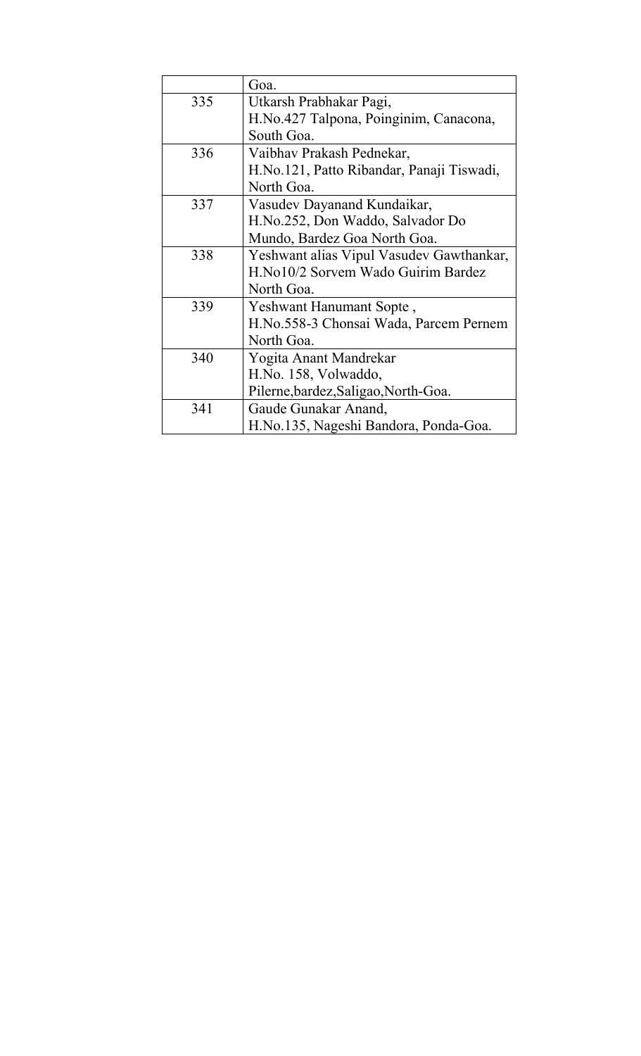| | |
|---|---|
| | Goa. |
| 335 | Utkarsh Prabhakar Pagi,<br>H.No.427 Talpona, Poinginim, Canacona,<br>South Goa. |
| 336 | Vaibhav Prakash Pednekar,<br>H.No.121, Patto Ribandar, Panaji Tiswadi,<br>North Goa. |
| 337 | Vasudev Dayanand Kundaikar,<br>H.No.252, Don Waddo, Salvador Do<br>Mundo, Bardez Goa North Goa. |
| 338 | Yeshwant alias Vipul Vasudev Gawthankar,<br>H.No10/2 Sorvem Wado Guirim Bardez<br>North Goa. |
| 339 | Yeshwant Hanumant Sopte ,<br>H.No.558-3 Chonsai Wada, Parcem Pernem<br>North Goa. |
| 340 | Yogita Anant Mandrekar<br>H.No. 158, Volwaddo,<br>Pilerne,bardez,Saligao,North-Goa. |
| 341 | Gaude Gunakar Anand,<br>H.No.135, Nageshi Bandora, Ponda-Goa. |